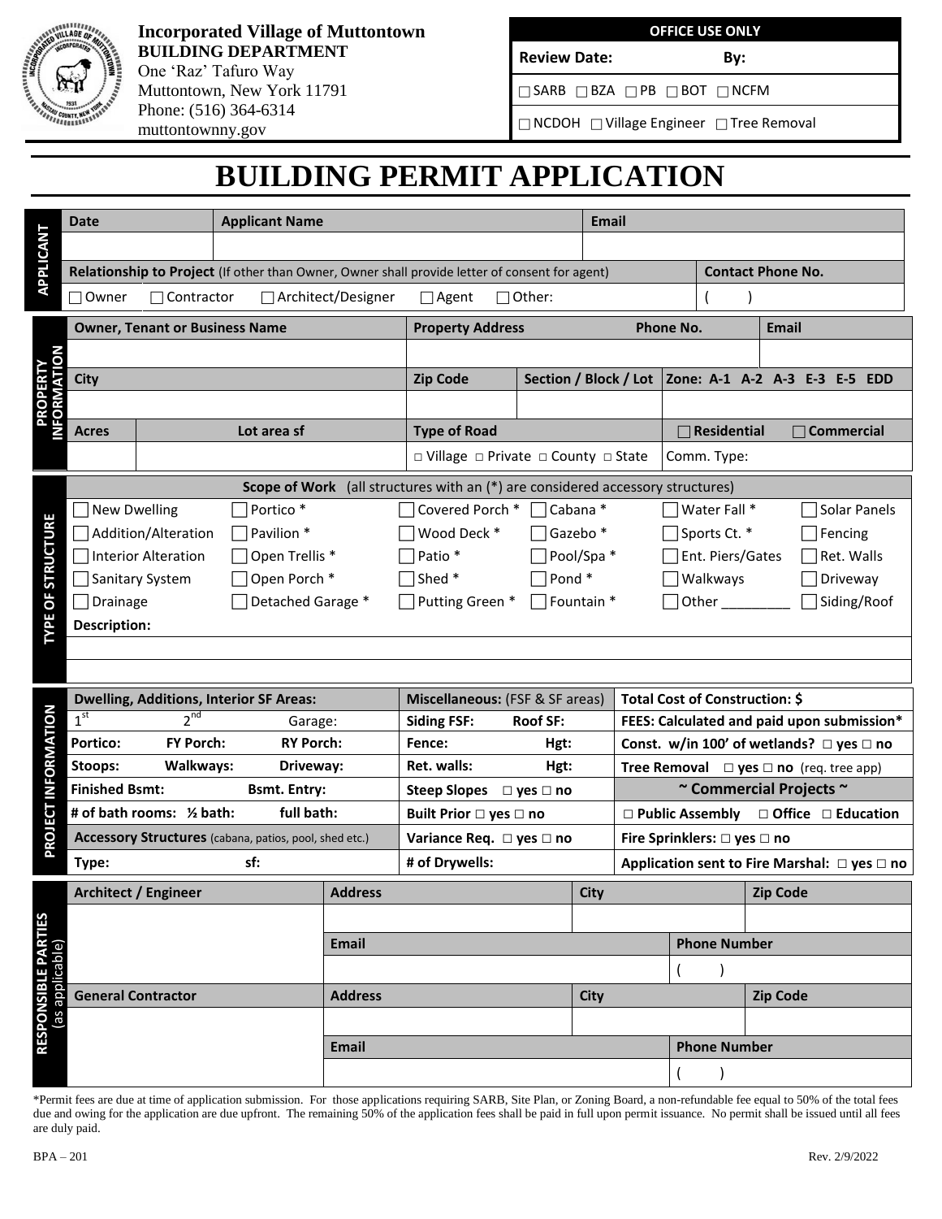**Incorporated Village of Muttontown**
**BUILDING DEPARTMENT**
One 'Raz' Tafuro Way
Muttontown, New York 11791
Phone: (516) 364-6314
muttontownny.gov

| OFFICE USE ONLY | |
|---|---|
| Review Date: | By: |
| ☐ SARB ☐ BZA ☐ PB ☐ BOT ☐ NCFM | |
| ☐ NCDOH ☐ Village Engineer ☐ Tree Removal | |

# BUILDING PERMIT APPLICATION

## APPLICANT

| Date | Applicant Name | Email |
|---|---|---|
| | | |

| Relationship to Project (If other than Owner, Owner shall provide letter of consent for agent) | Contact Phone No. |
|---|---|
| ☐ Owner ☐ Contractor ☐ Architect/Designer ☐ Agent ☐ Other: | ( ) |

## PROPERTY INFORMATION

| Owner, Tenant or Business Name | | Property Address | | Phone No. | Email |
|---|---|---|---|---|---|
| | | | | | |
| **City** | | **Zip Code** | **Section / Block / Lot** | **Zone: A-1 A-2 A-3 E-3 E-5 EDD** | |
| | | | | | |
| **Acres** | **Lot area sf** | **Type of Road** | | ☐ **Residential** | ☐ **Commercial** |
| | | □ Village □ Private □ County □ State | | Comm. Type: | |

## TYPE OF STRUCTURE

**Scope of Work** (all structures with an (*) are considered accessory structures)

| | | | | | |
|---|---|---|---|---|---|
| ☐ New Dwelling | ☐ Portico * | ☐ Covered Porch * | ☐ Cabana * | ☐ Water Fall * | ☐ Solar Panels |
| ☐ Addition/Alteration | ☐ Pavilion * | ☐ Wood Deck * | ☐ Gazebo * | ☐ Sports Ct. * | ☐ Fencing |
| ☐ Interior Alteration | ☐ Open Trellis * | ☐ Patio * | ☐ Pool/Spa * | ☐ Ent. Piers/Gates | ☐ Ret. Walls |
| ☐ Sanitary System | ☐ Open Porch * | ☐ Shed * | ☐ Pond * | ☐ Walkways | ☐ Driveway |
| ☐ Drainage | ☐ Detached Garage * | ☐ Putting Green * | ☐ Fountain * | ☐ Other _________ | ☐ Siding/Roof |

**Description:**

## PROJECT INFORMATION

| Dwelling, Additions, Interior SF Areas: | Miscellaneous: (FSF & SF areas) | Total Cost of Construction: $ |
|---|---|---|
| 1st &nbsp; 2nd &nbsp; Garage: | **Siding FSF: Roof SF:** | **FEES: Calculated and paid upon submission*** |
| **Portico: FY Porch: RY Porch:** | **Fence: Hgt:** | **Const. w/in 100' of wetlands? □ yes □ no** |
| **Stoops: Walkways: Driveway:** | **Ret. walls: Hgt:** | **Tree Removal □ yes □ no** (req. tree app) |
| **Finished Bsmt: Bsmt. Entry:** | **Steep Slopes □ yes □ no** | **~ Commercial Projects ~** |
| **# of bath rooms: ½ bath: full bath:** | **Built Prior □ yes □ no** | **□ Public Assembly □ Office □ Education** |
| **Accessory Structures** (cabana, patios, pool, shed etc.) | **Variance Req. □ yes □ no** | **Fire Sprinklers: □ yes □ no** |
| **Type: sf:** | **# of Drywells:** | **Application sent to Fire Marshal: □ yes □ no** |

## RESPONSIBLE PARTIES (as applicable)

| Architect / Engineer | Address | City | | Zip Code |
|---|---|---|---|---|
| | | | | |
| | **Email** | | **Phone Number** | |
| | | | ( ) | |
| **General Contractor** | **Address** | **City** | | **Zip Code** |
| | | | | |
| | **Email** | | **Phone Number** | |
| | | | ( ) | |

*Permit fees are due at time of application submission. For those applications requiring SARB, Site Plan, or Zoning Board, a non-refundable fee equal to 50% of the total fees due and owing for the application are due upfront. The remaining 50% of the application fees shall be paid in full upon permit issuance. No permit shall be issued until all fees are duly paid.

BPA – 201 &nbsp;&nbsp;&nbsp;&nbsp; Rev. 2/9/2022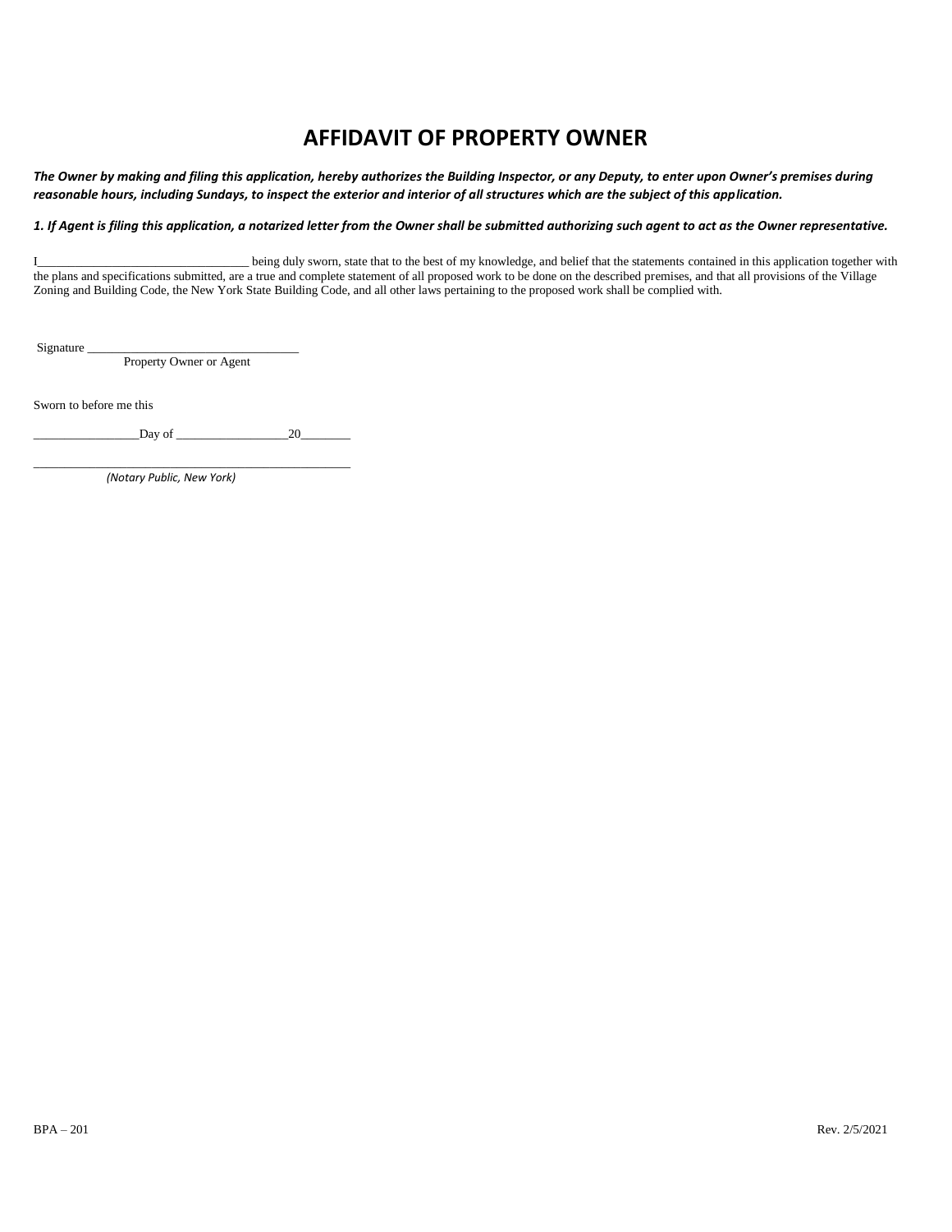# AFFIDAVIT OF PROPERTY OWNER

***The Owner by making and filing this application, hereby authorizes the Building Inspector, or any Deputy, to enter upon Owner's premises during reasonable hours, including Sundays, to inspect the exterior and interior of all structures which are the subject of this application.***

***1. If Agent is filing this application, a notarized letter from the Owner shall be submitted authorizing such agent to act as the Owner representative.***

I_________________________________ being duly sworn, state that to the best of my knowledge, and belief that the statements contained in this application together with the plans and specifications submitted, are a true and complete statement of all proposed work to be done on the described premises, and that all provisions of the Village Zoning and Building Code, the New York State Building Code, and all other laws pertaining to the proposed work shall be complied with.

Signature _________________________________
Property Owner or Agent

Sworn to before me this

________________Day of _________________20________

_________________________________________________
*(Notary Public, New York)*

BPA – 201

Rev. 2/5/2021